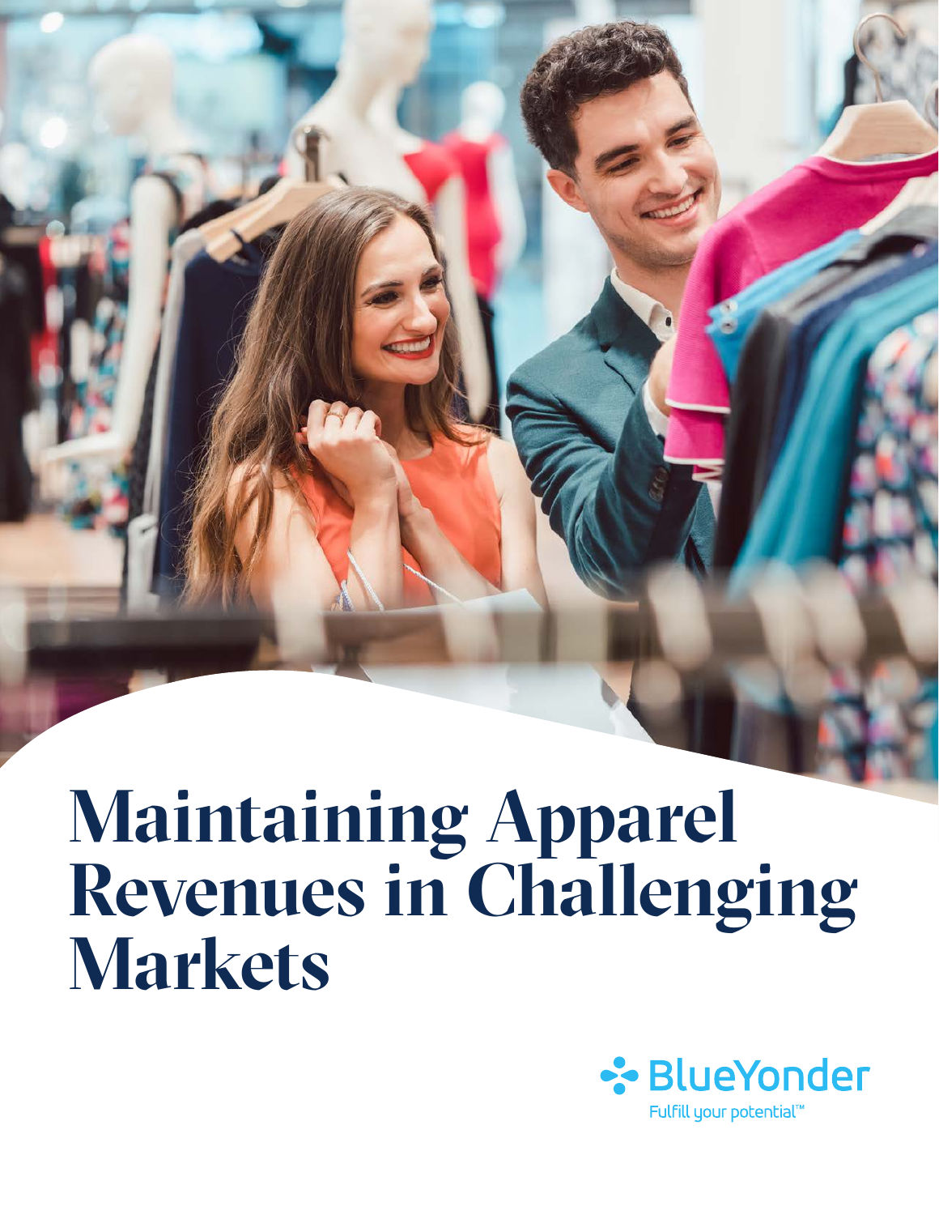# Maintaining Apparel Revenues in Challenging Markets

BlueYonder

Fulfill your potential™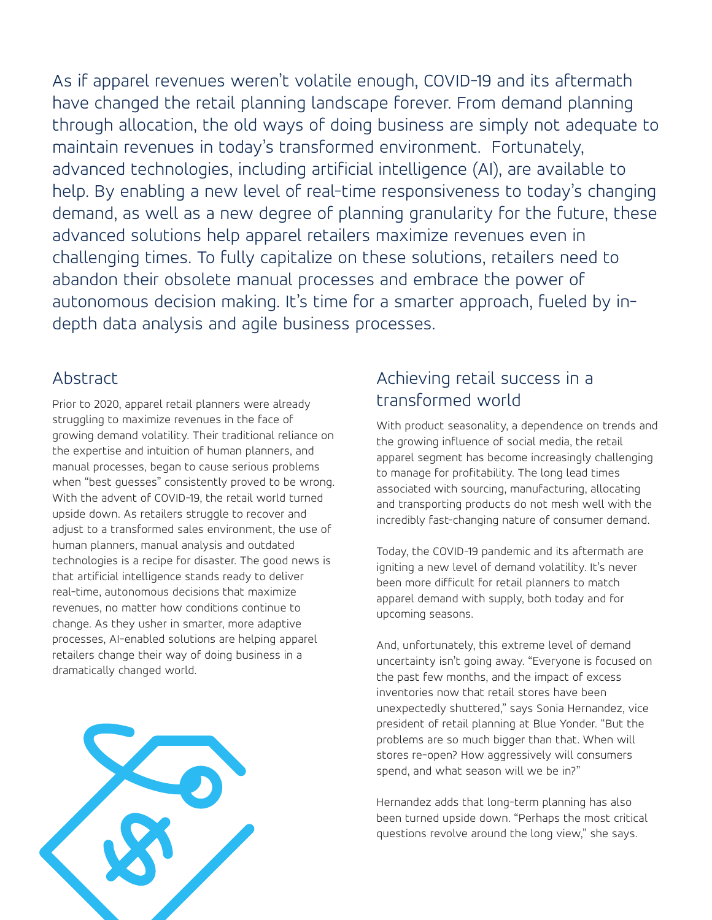As if apparel revenues weren't volatile enough, COVID-19 and its aftermath have changed the retail planning landscape forever. From demand planning through allocation, the old ways of doing business are simply not adequate to maintain revenues in today's transformed environment. Fortunately, advanced technologies, including artificial intelligence (AI), are available to help. By enabling a new level of real-time responsiveness to today's changing demand, as well as a new degree of planning granularity for the future, these advanced solutions help apparel retailers maximize revenues even in challenging times. To fully capitalize on these solutions, retailers need to abandon their obsolete manual processes and embrace the power of autonomous decision making. It's time for a smarter approach, fueled by in-depth data analysis and agile business processes.

## Abstract

Prior to 2020, apparel retail planners were already struggling to maximize revenues in the face of growing demand volatility. Their traditional reliance on the expertise and intuition of human planners, and manual processes, began to cause serious problems when "best guesses" consistently proved to be wrong. With the advent of COVID-19, the retail world turned upside down. As retailers struggle to recover and adjust to a transformed sales environment, the use of human planners, manual analysis and outdated technologies is a recipe for disaster. The good news is that artificial intelligence stands ready to deliver real-time, autonomous decisions that maximize revenues, no matter how conditions continue to change. As they usher in smarter, more adaptive processes, AI-enabled solutions are helping apparel retailers change their way of doing business in a dramatically changed world.

## Achieving retail success in a transformed world

With product seasonality, a dependence on trends and the growing influence of social media, the retail apparel segment has become increasingly challenging to manage for profitability. The long lead times associated with sourcing, manufacturing, allocating and transporting products do not mesh well with the incredibly fast-changing nature of consumer demand.

Today, the COVID-19 pandemic and its aftermath are igniting a new level of demand volatility. It's never been more difficult for retail planners to match apparel demand with supply, both today and for upcoming seasons.

And, unfortunately, this extreme level of demand uncertainty isn't going away. "Everyone is focused on the past few months, and the impact of excess inventories now that retail stores have been unexpectedly shuttered," says Sonia Hernandez, vice president of retail planning at Blue Yonder. "But the problems are so much bigger than that. When will stores re-open? How aggressively will consumers spend, and what season will we be in?"

Hernandez adds that long-term planning has also been turned upside down. "Perhaps the most critical questions revolve around the long view," she says.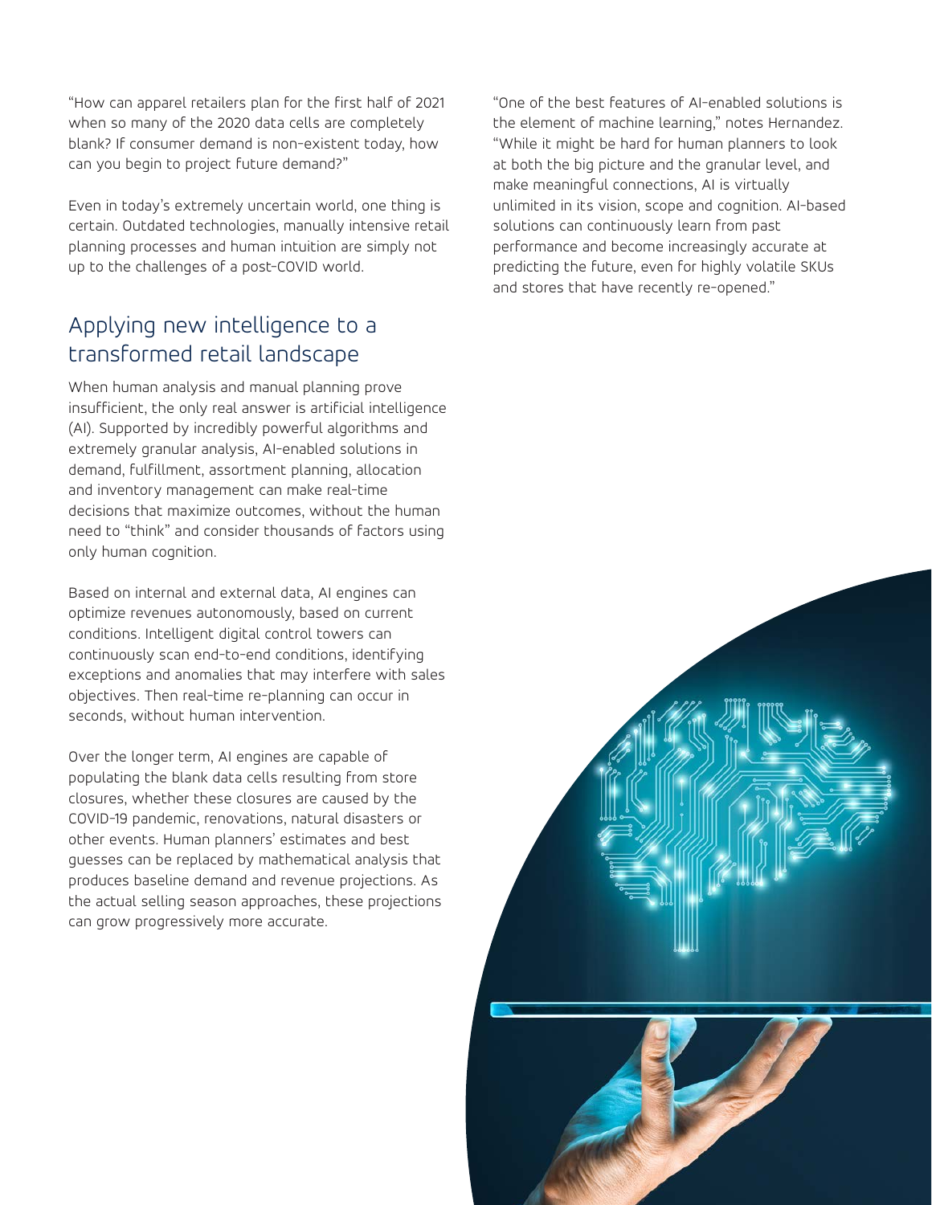"How can apparel retailers plan for the first half of 2021 when so many of the 2020 data cells are completely blank? If consumer demand is non-existent today, how can you begin to project future demand?"

Even in today's extremely uncertain world, one thing is certain. Outdated technologies, manually intensive retail planning processes and human intuition are simply not up to the challenges of a post-COVID world.

## Applying new intelligence to a transformed retail landscape

When human analysis and manual planning prove insufficient, the only real answer is artificial intelligence (AI). Supported by incredibly powerful algorithms and extremely granular analysis, AI-enabled solutions in demand, fulfillment, assortment planning, allocation and inventory management can make real-time decisions that maximize outcomes, without the human need to "think" and consider thousands of factors using only human cognition.

Based on internal and external data, AI engines can optimize revenues autonomously, based on current conditions. Intelligent digital control towers can continuously scan end-to-end conditions, identifying exceptions and anomalies that may interfere with sales objectives. Then real-time re-planning can occur in seconds, without human intervention.

Over the longer term, AI engines are capable of populating the blank data cells resulting from store closures, whether these closures are caused by the COVID-19 pandemic, renovations, natural disasters or other events. Human planners' estimates and best guesses can be replaced by mathematical analysis that produces baseline demand and revenue projections. As the actual selling season approaches, these projections can grow progressively more accurate.

"One of the best features of AI-enabled solutions is the element of machine learning," notes Hernandez. "While it might be hard for human planners to look at both the big picture and the granular level, and make meaningful connections, AI is virtually unlimited in its vision, scope and cognition. AI-based solutions can continuously learn from past performance and become increasingly accurate at predicting the future, even for highly volatile SKUs and stores that have recently re-opened."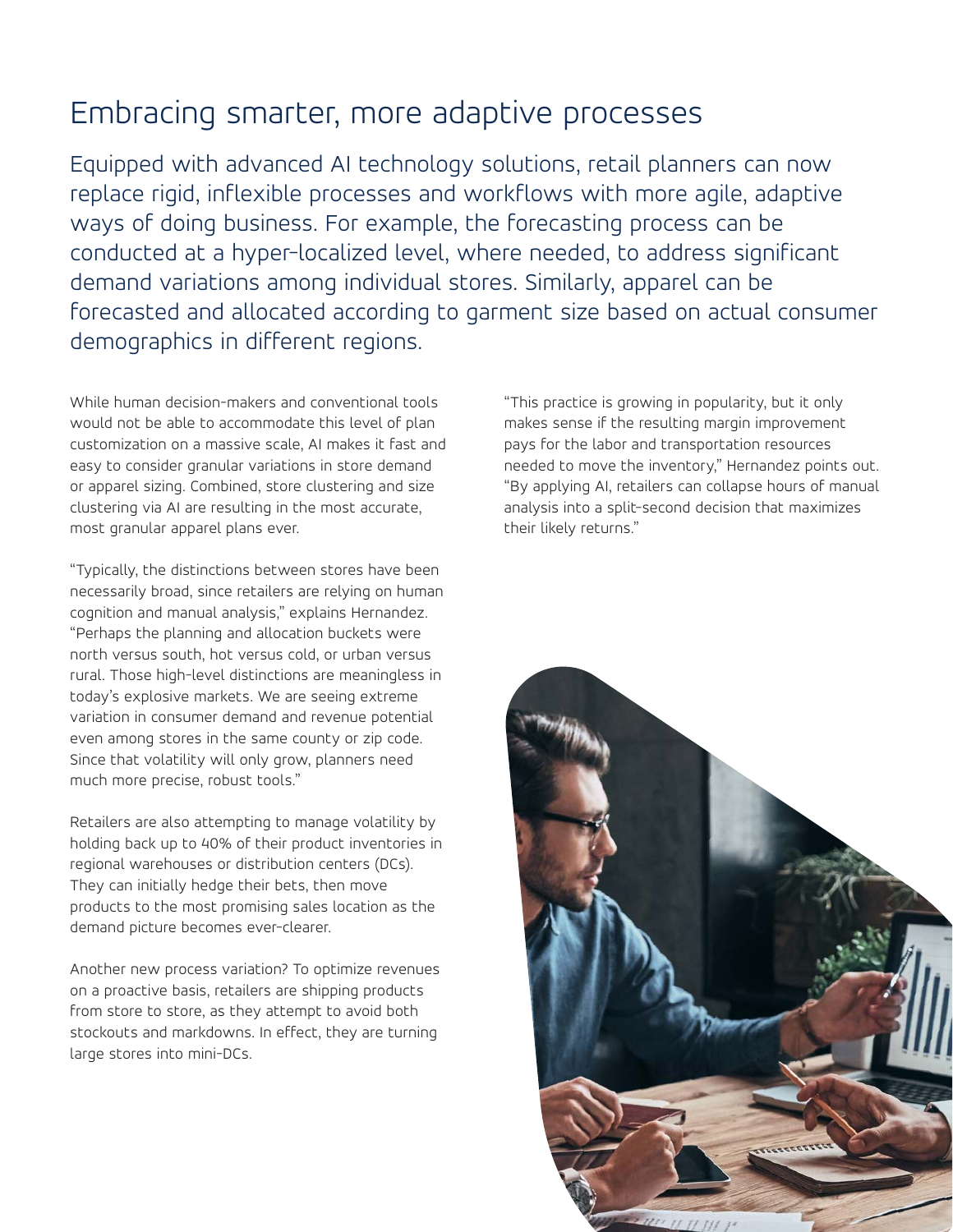# Embracing smarter, more adaptive processes

Equipped with advanced AI technology solutions, retail planners can now replace rigid, inflexible processes and workflows with more agile, adaptive ways of doing business. For example, the forecasting process can be conducted at a hyper-localized level, where needed, to address significant demand variations among individual stores. Similarly, apparel can be forecasted and allocated according to garment size based on actual consumer demographics in different regions.

While human decision-makers and conventional tools would not be able to accommodate this level of plan customization on a massive scale, AI makes it fast and easy to consider granular variations in store demand or apparel sizing. Combined, store clustering and size clustering via AI are resulting in the most accurate, most granular apparel plans ever.

"Typically, the distinctions between stores have been necessarily broad, since retailers are relying on human cognition and manual analysis," explains Hernandez. "Perhaps the planning and allocation buckets were north versus south, hot versus cold, or urban versus rural. Those high-level distinctions are meaningless in today's explosive markets. We are seeing extreme variation in consumer demand and revenue potential even among stores in the same county or zip code. Since that volatility will only grow, planners need much more precise, robust tools."

Retailers are also attempting to manage volatility by holding back up to 40% of their product inventories in regional warehouses or distribution centers (DCs). They can initially hedge their bets, then move products to the most promising sales location as the demand picture becomes ever-clearer.

Another new process variation? To optimize revenues on a proactive basis, retailers are shipping products from store to store, as they attempt to avoid both stockouts and markdowns. In effect, they are turning large stores into mini-DCs.

"This practice is growing in popularity, but it only makes sense if the resulting margin improvement pays for the labor and transportation resources needed to move the inventory," Hernandez points out. "By applying AI, retailers can collapse hours of manual analysis into a split-second decision that maximizes their likely returns."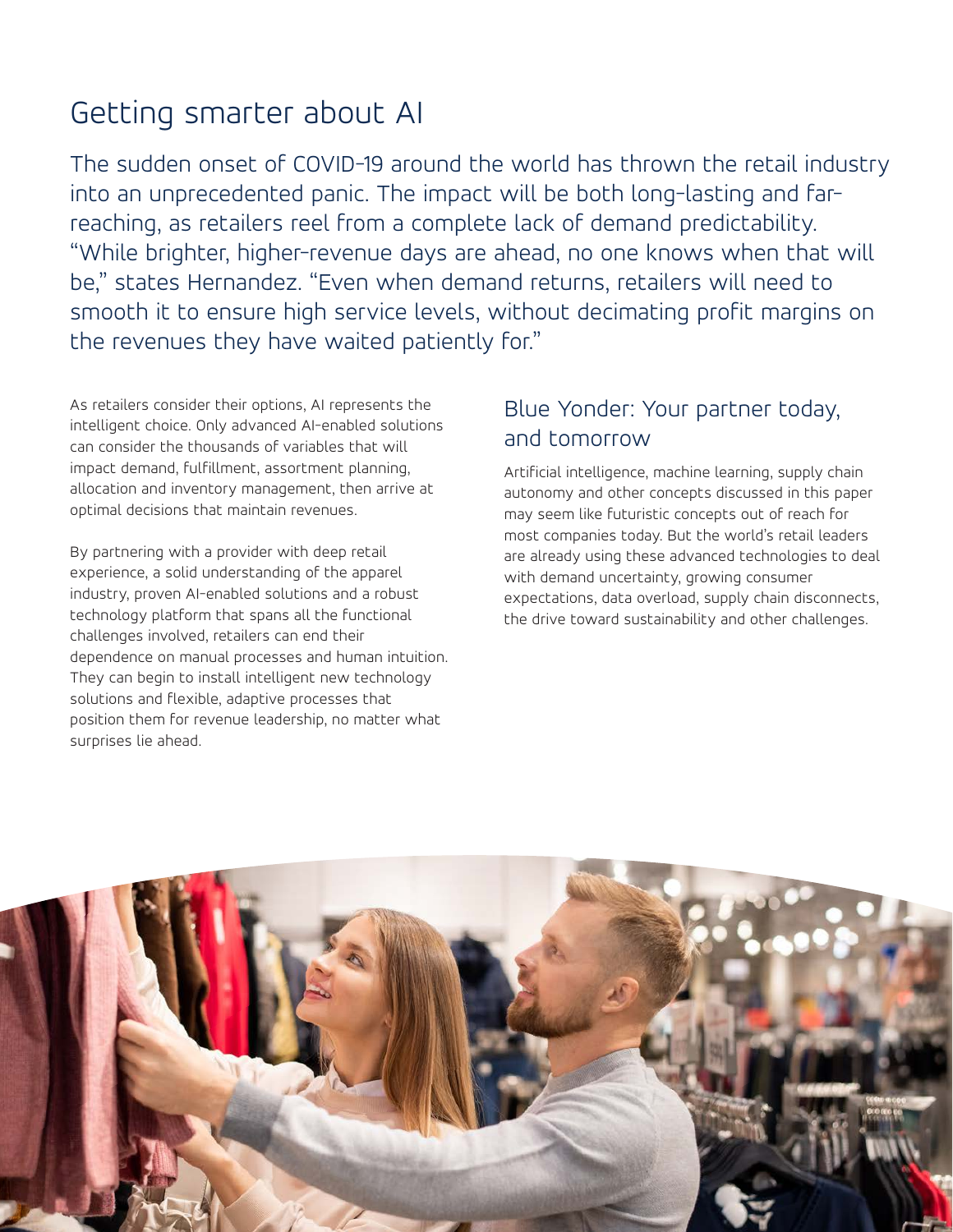## Getting smarter about AI

The sudden onset of COVID-19 around the world has thrown the retail industry into an unprecedented panic. The impact will be both long-lasting and far-reaching, as retailers reel from a complete lack of demand predictability. "While brighter, higher-revenue days are ahead, no one knows when that will be," states Hernandez. "Even when demand returns, retailers will need to smooth it to ensure high service levels, without decimating profit margins on the revenues they have waited patiently for."

As retailers consider their options, AI represents the intelligent choice. Only advanced AI-enabled solutions can consider the thousands of variables that will impact demand, fulfillment, assortment planning, allocation and inventory management, then arrive at optimal decisions that maintain revenues.

By partnering with a provider with deep retail experience, a solid understanding of the apparel industry, proven AI-enabled solutions and a robust technology platform that spans all the functional challenges involved, retailers can end their dependence on manual processes and human intuition. They can begin to install intelligent new technology solutions and flexible, adaptive processes that position them for revenue leadership, no matter what surprises lie ahead.

### Blue Yonder: Your partner today, and tomorrow

Artificial intelligence, machine learning, supply chain autonomy and other concepts discussed in this paper may seem like futuristic concepts out of reach for most companies today. But the world's retail leaders are already using these advanced technologies to deal with demand uncertainty, growing consumer expectations, data overload, supply chain disconnects, the drive toward sustainability and other challenges.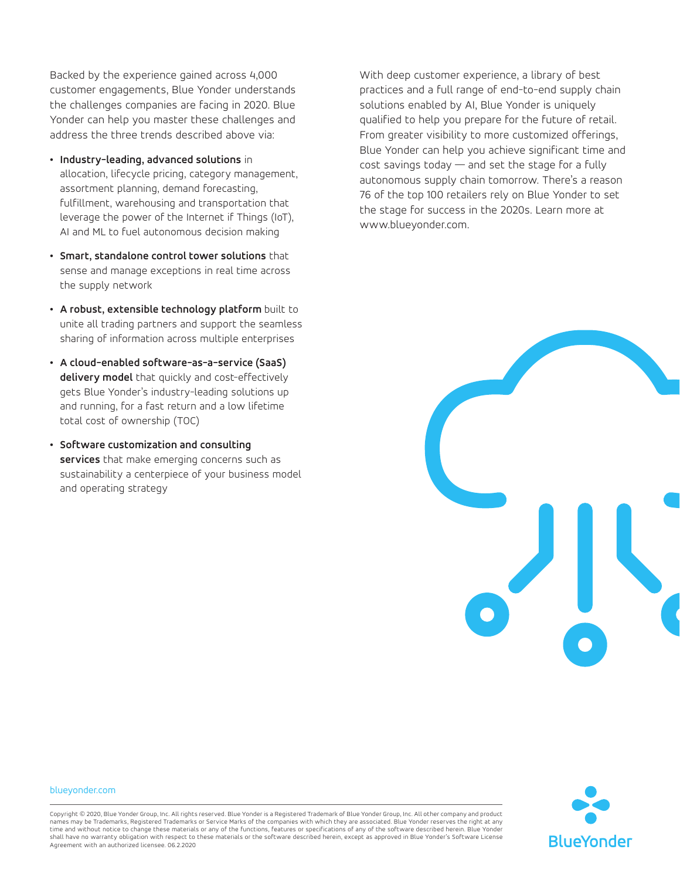Backed by the experience gained across 4,000 customer engagements, Blue Yonder understands the challenges companies are facing in 2020. Blue Yonder can help you master these challenges and address the three trends described above via:

- **Industry-leading, advanced solutions** in allocation, lifecycle pricing, category management, assortment planning, demand forecasting, fulfillment, warehousing and transportation that leverage the power of the Internet if Things (IoT), AI and ML to fuel autonomous decision making
- **Smart, standalone control tower solutions** that sense and manage exceptions in real time across the supply network
- **A robust, extensible technology platform** built to unite all trading partners and support the seamless sharing of information across multiple enterprises
- **A cloud-enabled software-as-a-service (SaaS) delivery model** that quickly and cost-effectively gets Blue Yonder's industry-leading solutions up and running, for a fast return and a low lifetime total cost of ownership (TOC)
- **Software customization and consulting services** that make emerging concerns such as sustainability a centerpiece of your business model and operating strategy

With deep customer experience, a library of best practices and a full range of end-to-end supply chain solutions enabled by AI, Blue Yonder is uniquely qualified to help you prepare for the future of retail. From greater visibility to more customized offerings, Blue Yonder can help you achieve significant time and cost savings today — and set the stage for a fully autonomous supply chain tomorrow. There's a reason 76 of the top 100 retailers rely on Blue Yonder to set the stage for success in the 2020s. Learn more at www.blueyonder.com.

blueyonder.com

Copyright © 2020, Blue Yonder Group, Inc. All rights reserved. Blue Yonder is a Registered Trademark of Blue Yonder Group, Inc. All other company and product names may be Trademarks, Registered Trademarks or Service Marks of the companies with which they are associated. Blue Yonder reserves the right at any time and without notice to change these materials or any of the functions, features or specifications of any of the software described herein. Blue Yonder shall have no warranty obligation with respect to these materials or the software described herein, except as approved in Blue Yonder's Software License Agreement with an authorized licensee. 06.2.2020

BlueYonder